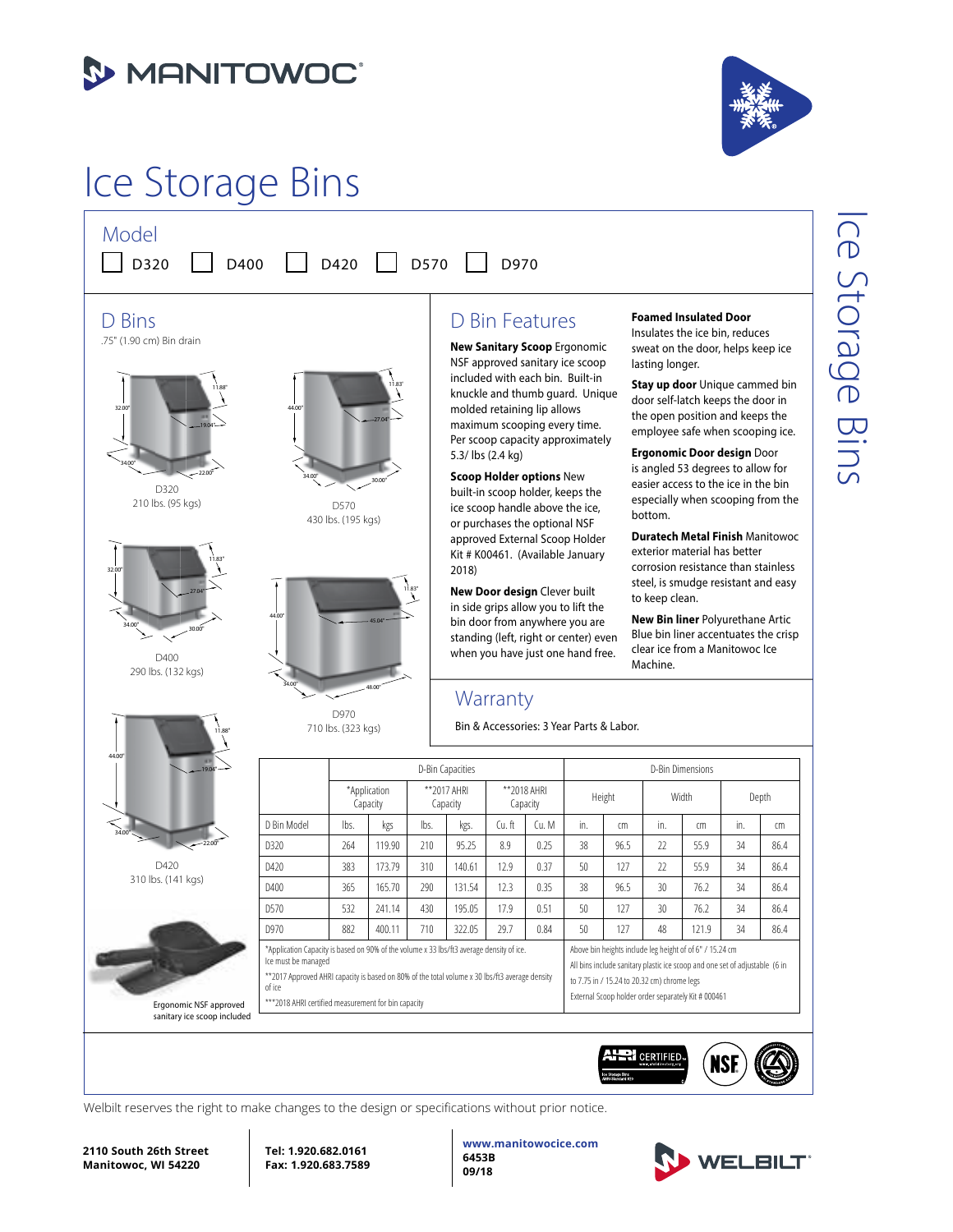# Ice Storage Bins

## Model

☐ D320 ☐ D400 ☐ D420 ☐ D570 ☐ D970

## D Bins

.75" (1.90 cm) Bin drain

D320
210 lbs. (95 kgs)

D570
430 lbs. (195 kgs)

D400
290 lbs. (132 kgs)

D970
710 lbs. (323 kgs)

D420
310 lbs. (141 kgs)

Ergonomic NSF approved sanitary ice scoop included

## D Bin Features

**New Sanitary Scoop** Ergonomic NSF approved sanitary ice scoop included with each bin. Built-in knuckle and thumb guard. Unique molded retaining lip allows maximum scooping every time. Per scoop capacity approximately 5.3/ lbs (2.4 kg)

**Scoop Holder options** New built-in scoop holder, keeps the ice scoop handle above the ice, or purchases the optional NSF approved External Scoop Holder Kit # K00461. (Available January 2018)

**New Door design** Clever built in side grips allow you to lift the bin door from anywhere you are standing (left, right or center) even when you have just one hand free.

**Foamed Insulated Door** Insulates the ice bin, reduces sweat on the door, helps keep ice lasting longer.

**Stay up door** Unique cammed bin door self-latch keeps the door in the open position and keeps the employee safe when scooping ice.

**Ergonomic Door design** Door is angled 53 degrees to allow for easier access to the ice in the bin especially when scooping from the bottom.

**Duratech Metal Finish** Manitowoc exterior material has better corrosion resistance than stainless steel, is smudge resistant and easy to keep clean.

**New Bin liner** Polyurethane Artic Blue bin liner accentuates the crisp clear ice from a Manitowoc Ice Machine.

## Warranty

Bin & Accessories: 3 Year Parts & Labor.

| | D-Bin Capacities | | | | | | D-Bin Dimensions | | | | | |
|---|---|---|---|---|---|---|---|---|---|---|---|---|
| | *Application Capacity | | **2017 AHRI Capacity | | **2018 AHRI Capacity | | Height | | Width | | Depth | |
| D Bin Model | lbs. | kgs | lbs. | kgs. | Cu. ft | Cu. M | in. | cm | in. | cm | in. | cm |
| D320 | 264 | 119.90 | 210 | 95.25 | 8.9 | 0.25 | 38 | 96.5 | 22 | 55.9 | 34 | 86.4 |
| D420 | 383 | 173.79 | 310 | 140.61 | 12.9 | 0.37 | 50 | 127 | 22 | 55.9 | 34 | 86.4 |
| D400 | 365 | 165.70 | 290 | 131.54 | 12.3 | 0.35 | 38 | 96.5 | 30 | 76.2 | 34 | 86.4 |
| D570 | 532 | 241.14 | 430 | 195.05 | 17.9 | 0.51 | 50 | 127 | 30 | 76.2 | 34 | 86.4 |
| D970 | 882 | 400.11 | 710 | 322.05 | 29.7 | 0.84 | 50 | 127 | 48 | 121.9 | 34 | 86.4 |

*Application Capacity is based on 90% of the volume x 33 lbs/ft3 average density of ice. Ice must be managed

**2017 Approved AHRI capacity is based on 80% of the total volume x 30 lbs/ft3 average density of ice

***2018 AHRI certified measurement for bin capacity

Above bin heights include leg height of of 6" / 15.24 cm

All bins include sanitary plastic ice scoop and one set of adjustable (6 in to 7.75 in / 15.24 to 20.32 cm) chrome legs

External Scoop holder order separately Kit # 000461

Welbilt reserves the right to make changes to the design or specifications without prior notice.

**2110 South 26th Street**
**Manitowoc, WI 54220**

**Tel: 1.920.682.0161**
**Fax: 1.920.683.7589**

**www.manitowocice.com**
**6453B**
**09/18**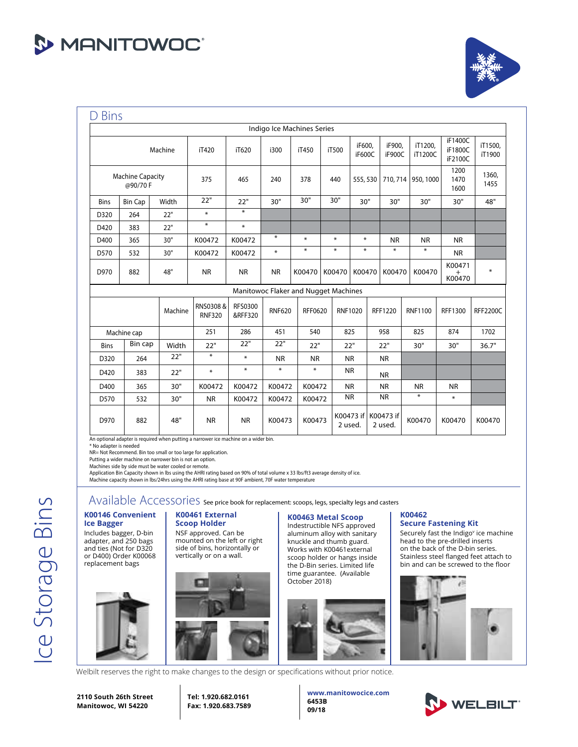## D Bins

| | | | | | | | | | | | | |
|---|---|---|---|---|---|---|---|---|---|---|---|---|
| Indigo Ice Machines Series | | | | | | | | | | | | |
| Machine | | | iT420 | iT620 | i300 | iT450 | iT500 | iF600, iF600C | iF900, iF900C | iT1200, iT1200C | iF1400C iF1800C iF2100C | iT1500, iT1900 |
| Machine Capacity @90/70 F | | | 375 | 465 | 240 | 378 | 440 | 555, 530 | 710, 714 | 950, 1000 | 1200 1470 1600 | 1360, 1455 |
| Bins | Bin Cap | Width | 22" | 22" | 30" | 30" | 30" | 30" | 30" | 30" | 30" | 48" |
| D320 | 264 | 22" | * | * | | | | | | | | |
| D420 | 383 | 22" | * | * | | | | | | | | |
| D400 | 365 | 30" | K00472 | K00472 | * | * | * | * | NR | NR | NR | |
| D570 | 532 | 30" | K00472 | K00472 | * | * | * | * | * | * | NR | |
| D970 | 882 | 48" | NR | NR | NR | K00470 | K00470 | K00470 | K00470 | K00470 | K00471 + K00470 | * |

| | | | | | | | | | | | |
|---|---|---|---|---|---|---|---|---|---|---|---|
| Manitowoc Flaker and Nugget Machines | | | | | | | | | | | |
| | | Machine | RNS0308 & RNF320 | RFS0300 &RFF320 | RNF620 | RFF0620 | RNF1020 | RFF1220 | RNF1100 | RFF1300 | RFF2200C |
| Machine cap | | | 251 | 286 | 451 | 540 | 825 | 958 | 825 | 874 | 1702 |
| Bins | Bin cap | Width | 22" | 22" | 22" | 22" | 22" | 22" | 30" | 30" | 36.7" |
| D320 | 264 | 22" | * | * | NR | NR | NR | NR | | | |
| D420 | 383 | 22" | * | * | * | * | NR | NR | | | |
| D400 | 365 | 30" | K00472 | K00472 | K00472 | K00472 | NR | NR | NR | NR | |
| D570 | 532 | 30" | NR | K00472 | K00472 | K00472 | NR | NR | * | * | |
| D970 | 882 | 48" | NR | NR | K00473 | K00473 | K00473 if 2 used. | K00473 if 2 used. | K00470 | K00470 | K00470 |

An optional adapter is required when putting a narrower ice machine on a wider bin.
* No adapter is needed
NR= Not Recommend. Bin too small or too large for application.
Putting a wider machine on narrower bin is not an option.
Machines side by side must be water cooled or remote.
Application Bin Capacity shown in lbs using the AHRI rating based on 90% of total volume x 33 lbs/ft3 average density of ice.
Machine capacity shown in lbs/24hrs using the AHRI rating base at 90F ambient, 70F water temperature

## Available Accessories

See price book for replacement: scoops, legs, specialty legs and casters

### K00146 Convenient Ice Bagger

Includes bagger, D-bin adapter, and 250 bags and ties (Not for D320 or D400) Order K00068 replacement bags

### K00461 External Scoop Holder

NSF approved. Can be mounted on the left or right side of bins, horizontally or vertically or on a wall.

### K00463 Metal Scoop

Indestructible NFS approved aluminum alloy with sanitary knuckle and thumb guard. Works with K00461external scoop holder or hangs inside the D-Bin series. Limited life time guarantee. (Available October 2018)

### K00462 Secure Fastening Kit

Securely fast the Indigo ice machine head to the pre-drilled inserts on the back of the D-bin series. Stainless steel flanged feet attach to bin and can be screwed to the floor

Welbilt reserves the right to make changes to the design or specifications without prior notice.

**2110 South 26th Street**
**Manitowoc, WI 54220**

**Tel: 1.920.682.0161**
**Fax: 1.920.683.7589**

**www.manitowocice.com**
**6453B**
**09/18**